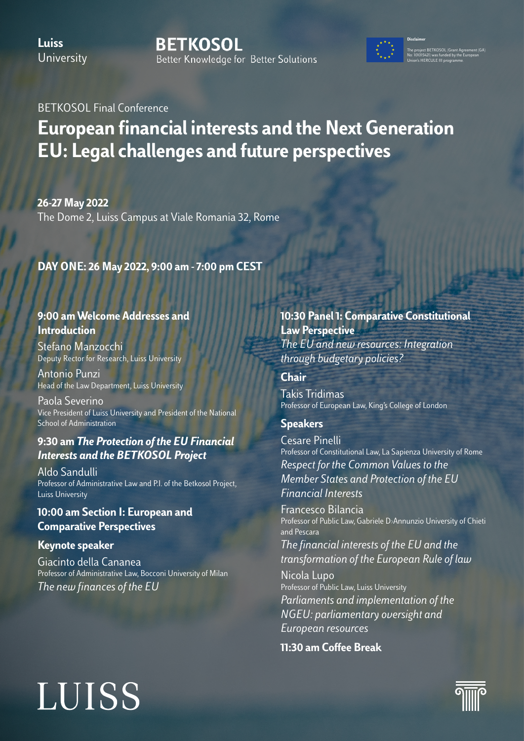**Luiss** University

**BETKOSOL**
Better Knowledge for Better Solutions

**Disclaimer**
The project BETKOSOL (Grant Agreement (GA) No. 101015421) was funded by the European Union's HERCULE III programme.

BETKOSOL Final Conference

# European financial interests and the Next Generation EU: Legal challenges and future perspectives

**26-27 May 2022**
The Dome 2, Luiss Campus at Viale Romania 32, Rome

## DAY ONE: 26 May 2022, 9:00 am - 7:00 pm CEST

### 9:00 am Welcome Addresses and Introduction

Stefano Manzocchi
Deputy Rector for Research, Luiss University

Antonio Punzi
Head of the Law Department, Luiss University

Paola Severino
Vice President of Luiss University and President of the National School of Administration

### 9:30 am *The Protection of the EU Financial Interests and the BETKOSOL Project*

Aldo Sandulli
Professor of Administrative Law and P.I. of the Betkosol Project, Luiss University

### 10:00 am Section I: European and Comparative Perspectives

**Keynote speaker**

Giacinto della Cananea
Professor of Administrative Law, Bocconi University of Milan
*The new finances of the EU*

### 10:30 Panel 1: Comparative Constitutional Law Perspective

*The EU and new resources: Integration through budgetary policies?*

**Chair**

Takis Tridimas
Professor of European Law, King's College of London

**Speakers**

Cesare Pinelli
Professor of Constitutional Law, La Sapienza University of Rome
*Respect for the Common Values to the Member States and Protection of the EU Financial Interests*

Francesco Bilancia
Professor of Public Law, Gabriele D›Annunzio University of Chieti and Pescara
*The financial interests of the EU and the transformation of the European Rule of law*

Nicola Lupo
Professor of Public Law, Luiss University
*Parliaments and implementation of the NGEU: parliamentary oversight and European resources*

**11:30 am Coffee Break**

LUISS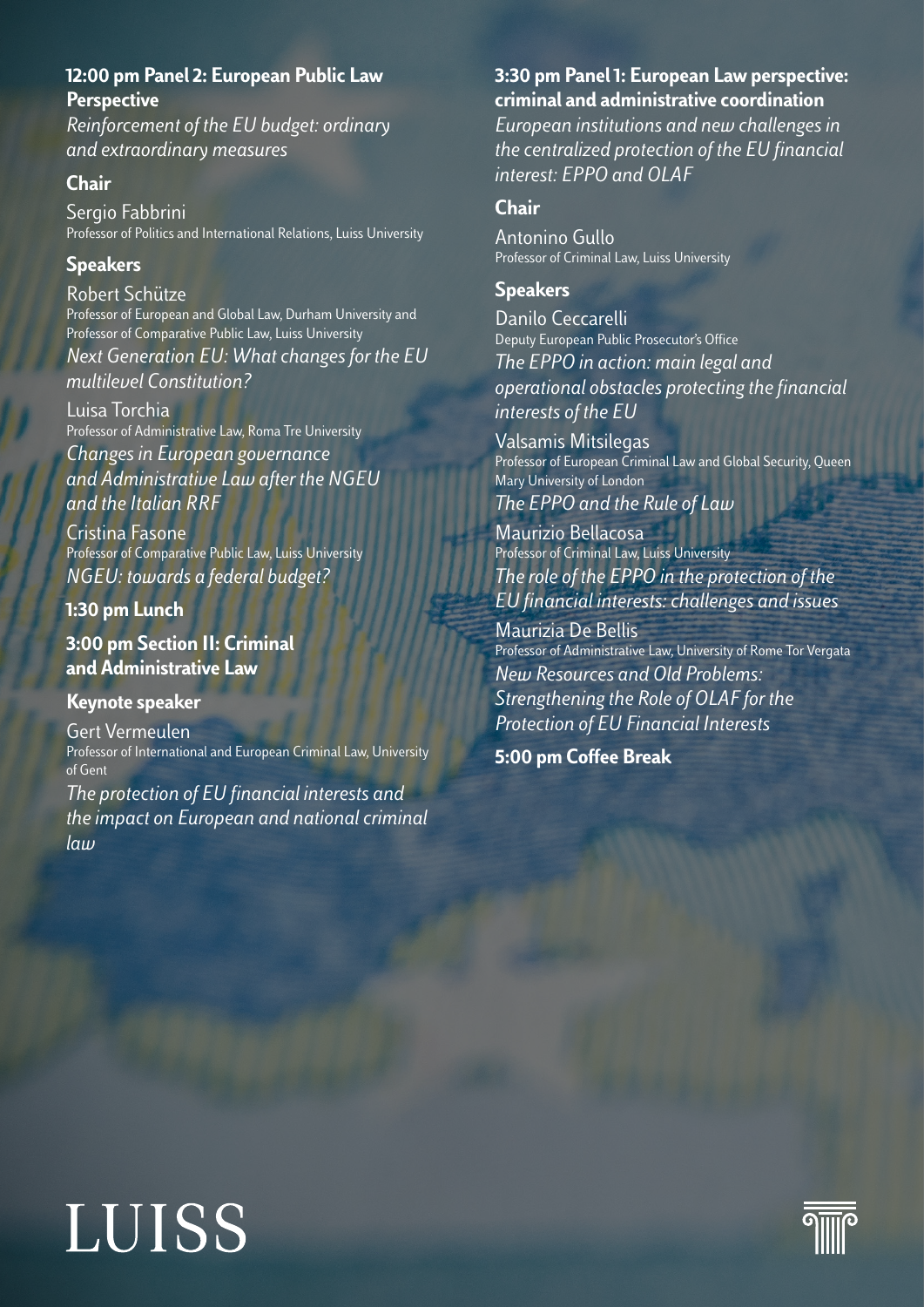### 12:00 pm Panel 2: European Public Law Perspective

*Reinforcement of the EU budget: ordinary and extraordinary measures*

#### Chair

Sergio Fabbrini
Professor of Politics and International Relations, Luiss University

#### Speakers

Robert Schütze
Professor of European and Global Law, Durham University and Professor of Comparative Public Law, Luiss University
*Next Generation EU: What changes for the EU multilevel Constitution?*

Luisa Torchia
Professor of Administrative Law, Roma Tre University
*Changes in European governance and Administrative Law after the NGEU and the Italian RRF*

Cristina Fasone
Professor of Comparative Public Law, Luiss University
*NGEU: towards a federal budget?*

### 1:30 pm Lunch

### 3:00 pm Section II: Criminal and Administrative Law

#### Keynote speaker

Gert Vermeulen
Professor of International and European Criminal Law, University of Gent
*The protection of EU financial interests and the impact on European and national criminal law*

### 3:30 pm Panel 1: European Law perspective: criminal and administrative coordination

*European institutions and new challenges in the centralized protection of the EU financial interest: EPPO and OLAF*

#### Chair

Antonino Gullo
Professor of Criminal Law, Luiss University

#### Speakers

Danilo Ceccarelli
Deputy European Public Prosecutor's Office
*The EPPO in action: main legal and operational obstacles protecting the financial interests of the EU*

Valsamis Mitsilegas
Professor of European Criminal Law and Global Security, Queen Mary University of London
*The EPPO and the Rule of Law*

Maurizio Bellacosa
Professor of Criminal Law, Luiss University
*The role of the EPPO in the protection of the EU financial interests: challenges and issues*

Maurizia De Bellis
Professor of Administrative Law, University of Rome Tor Vergata
*New Resources and Old Problems: Strengthening the Role of OLAF for the Protection of EU Financial Interests*

### 5:00 pm Coffee Break

LUISS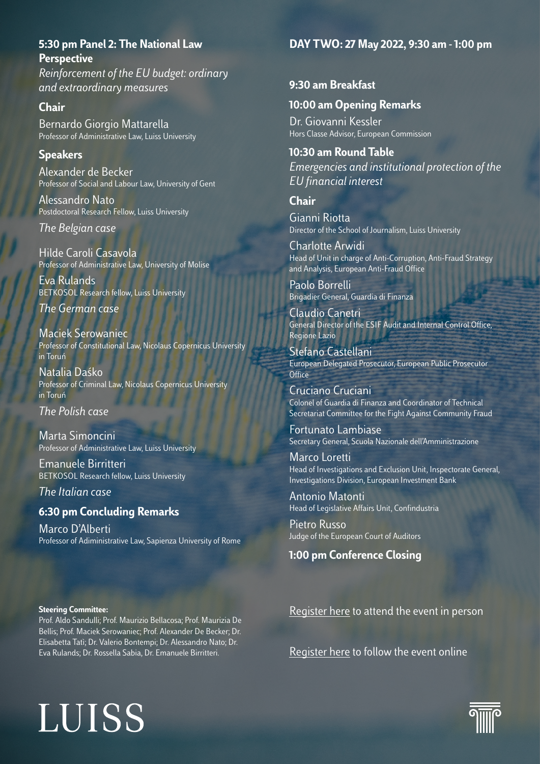### 5:30 pm Panel 2: The National Law Perspective

*Reinforcement of the EU budget: ordinary and extraordinary measures*

**Chair**

Bernardo Giorgio Mattarella
Professor of Administrative Law, Luiss University

**Speakers**

Alexander de Becker
Professor of Social and Labour Law, University of Gent

Alessandro Nato
Postdoctoral Research Fellow, Luiss University

*The Belgian case*

Hilde Caroli Casavola
Professor of Administrative Law, University of Molise

Eva Rulands
BETKOSOL Research fellow, Luiss University

*The German case*

Maciek Serowaniec
Professor of Constitutional Law, Nicolaus Copernicus University in Toruń

Natalia Daśko
Professor of Criminal Law, Nicolaus Copernicus University in Toruń

*The Polish case*

Marta Simoncini
Professor of Administrative Law, Luiss University

Emanuele Birritteri
BETKOSOL Research fellow, Luiss University

*The Italian case*

### 6:30 pm Concluding Remarks

Marco D'Alberti
Professor of Adiministrative Law, Sapienza University of Rome

**Steering Committee:**
Prof. Aldo Sandulli; Prof. Maurizio Bellacosa; Prof. Maurizia De Bellis; Prof. Maciek Serowaniec; Prof. Alexander De Becker; Dr. Elisabetta Tatì; Dr. Valerio Bontempi; Dr. Alessandro Nato; Dr. Eva Rulands; Dr. Rossella Sabia, Dr. Emanuele Birritteri.

## DAY TWO: 27 May 2022, 9:30 am - 1:00 pm

### 9:30 am Breakfast

### 10:00 am Opening Remarks

Dr. Giovanni Kessler
Hors Classe Advisor, European Commission

### 10:30 am Round Table

*Emergencies and institutional protection of the EU financial interest*

**Chair**

Gianni Riotta
Director of the School of Journalism, Luiss University

Charlotte Arwidi
Head of Unit in charge of Anti-Corruption, Anti-Fraud Strategy and Analysis, European Anti-Fraud Office

Paolo Borrelli
Brigadier General, Guardia di Finanza

Claudio Canetri
General Director of the ESIF Audit and Internal Control Office, Regione Lazio

Stefano Castellani
European Delegated Prosecutor, European Public Prosecutor Office

Cruciano Cruciani
Colonel of Guardia di Finanza and Coordinator of Technical Secretariat Committee for the Fight Against Community Fraud

Fortunato Lambiase
Secretary General, Scuola Nazionale dell'Amministrazione

Marco Loretti
Head of Investigations and Exclusion Unit, Inspectorate General, Investigations Division, European Investment Bank

Antonio Matonti
Head of Legislative Affairs Unit, Confindustria

Pietro Russo
Judge of the European Court of Auditors

### 1:00 pm Conference Closing

Register here to attend the event in person

Register here to follow the event online

LUISS